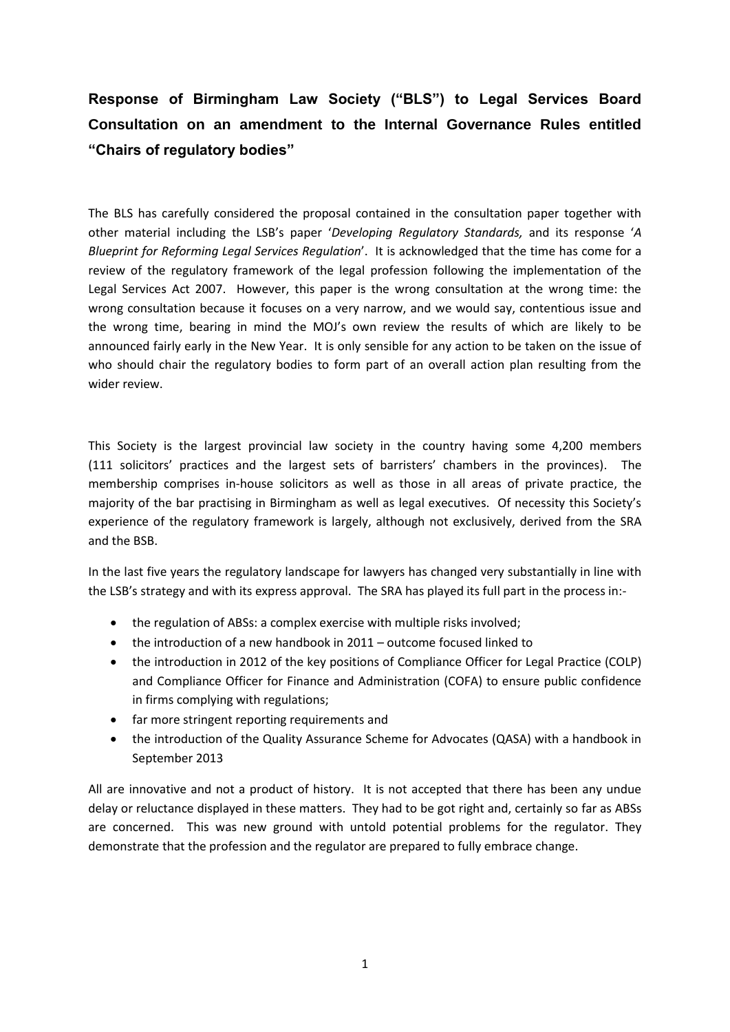# Response of Birmingham Law Society ("BLS") to Legal Services Board Consultation on an amendment to the Internal Governance Rules entitled "Chairs of regulatory bodies"

The BLS has carefully considered the proposal contained in the consultation paper together with other material including the LSB's paper '*Developing Regulatory Standards,* and its response '*A Blueprint for Reforming Legal Services Regulation*'. It is acknowledged that the time has come for a review of the regulatory framework of the legal profession following the implementation of the Legal Services Act 2007. However, this paper is the wrong consultation at the wrong time: the wrong consultation because it focuses on a very narrow, and we would say, contentious issue and the wrong time, bearing in mind the MOJ's own review the results of which are likely to be announced fairly early in the New Year. It is only sensible for any action to be taken on the issue of who should chair the regulatory bodies to form part of an overall action plan resulting from the wider review.

This Society is the largest provincial law society in the country having some 4,200 members (111 solicitors' practices and the largest sets of barristers' chambers in the provinces). The membership comprises in-house solicitors as well as those in all areas of private practice, the majority of the bar practising in Birmingham as well as legal executives. Of necessity this Society's experience of the regulatory framework is largely, although not exclusively, derived from the SRA and the BSB.

In the last five years the regulatory landscape for lawyers has changed very substantially in line with the LSB's strategy and with its express approval. The SRA has played its full part in the process in:-

- the regulation of ABSs: a complex exercise with multiple risks involved;
- the introduction of a new handbook in 2011 – outcome focused linked to
- the introduction in 2012 of the key positions of Compliance Officer for Legal Practice (COLP) and Compliance Officer for Finance and Administration (COFA) to ensure public confidence in firms complying with regulations;
- far more stringent reporting requirements and
- the introduction of the Quality Assurance Scheme for Advocates (QASA) with a handbook in September 2013

All are innovative and not a product of history. It is not accepted that there has been any undue delay or reluctance displayed in these matters. They had to be got right and, certainly so far as ABSs are concerned. This was new ground with untold potential problems for the regulator. They demonstrate that the profession and the regulator are prepared to fully embrace change.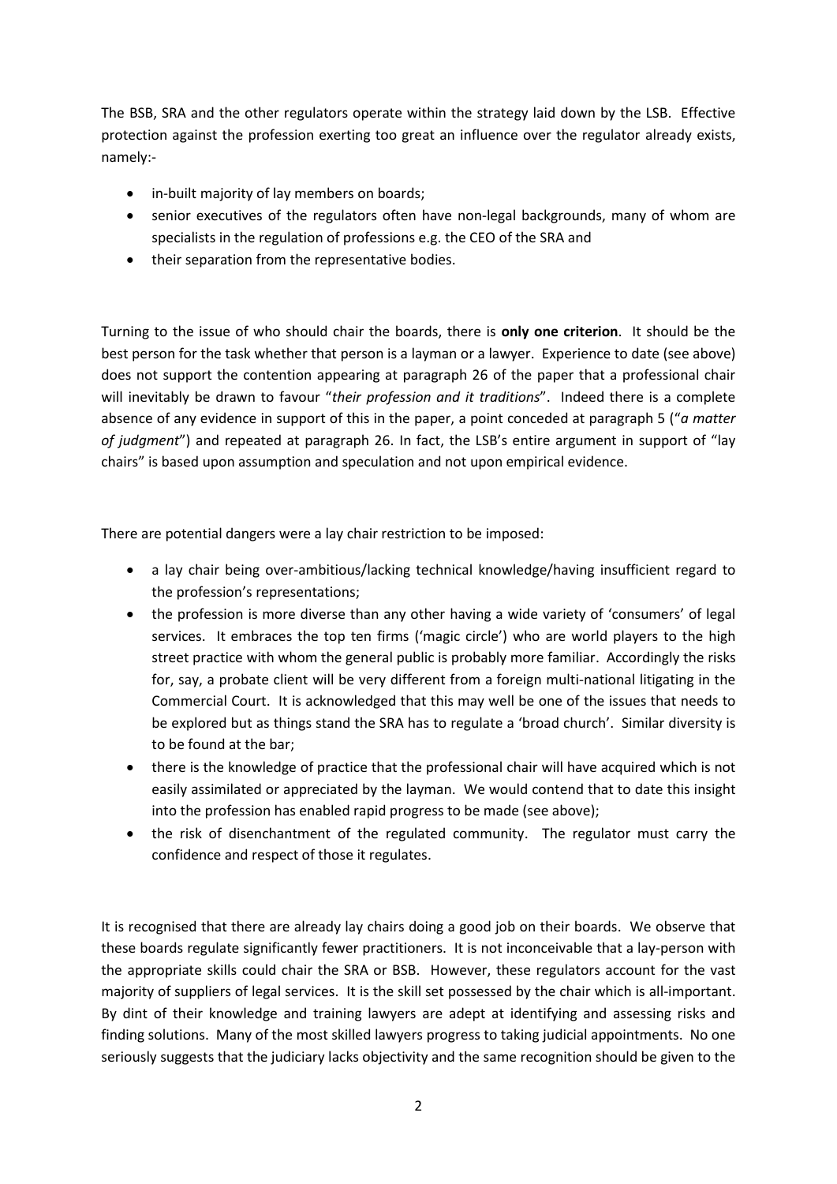The BSB, SRA and the other regulators operate within the strategy laid down by the LSB. Effective protection against the profession exerting too great an influence over the regulator already exists, namely:-

- in-built majority of lay members on boards;
- senior executives of the regulators often have non-legal backgrounds, many of whom are specialists in the regulation of professions e.g. the CEO of the SRA and
- their separation from the representative bodies.

Turning to the issue of who should chair the boards, there is **only one criterion**. It should be the best person for the task whether that person is a layman or a lawyer. Experience to date (see above) does not support the contention appearing at paragraph 26 of the paper that a professional chair will inevitably be drawn to favour "*their profession and it traditions*". Indeed there is a complete absence of any evidence in support of this in the paper, a point conceded at paragraph 5 ("*a matter of judgment*") and repeated at paragraph 26. In fact, the LSB's entire argument in support of "lay chairs" is based upon assumption and speculation and not upon empirical evidence.

There are potential dangers were a lay chair restriction to be imposed:

- a lay chair being over-ambitious/lacking technical knowledge/having insufficient regard to the profession's representations;
- the profession is more diverse than any other having a wide variety of 'consumers' of legal services. It embraces the top ten firms ('magic circle') who are world players to the high street practice with whom the general public is probably more familiar. Accordingly the risks for, say, a probate client will be very different from a foreign multi-national litigating in the Commercial Court. It is acknowledged that this may well be one of the issues that needs to be explored but as things stand the SRA has to regulate a 'broad church'. Similar diversity is to be found at the bar;
- there is the knowledge of practice that the professional chair will have acquired which is not easily assimilated or appreciated by the layman. We would contend that to date this insight into the profession has enabled rapid progress to be made (see above);
- the risk of disenchantment of the regulated community. The regulator must carry the confidence and respect of those it regulates.

It is recognised that there are already lay chairs doing a good job on their boards. We observe that these boards regulate significantly fewer practitioners. It is not inconceivable that a lay-person with the appropriate skills could chair the SRA or BSB. However, these regulators account for the vast majority of suppliers of legal services. It is the skill set possessed by the chair which is all-important. By dint of their knowledge and training lawyers are adept at identifying and assessing risks and finding solutions. Many of the most skilled lawyers progress to taking judicial appointments. No one seriously suggests that the judiciary lacks objectivity and the same recognition should be given to the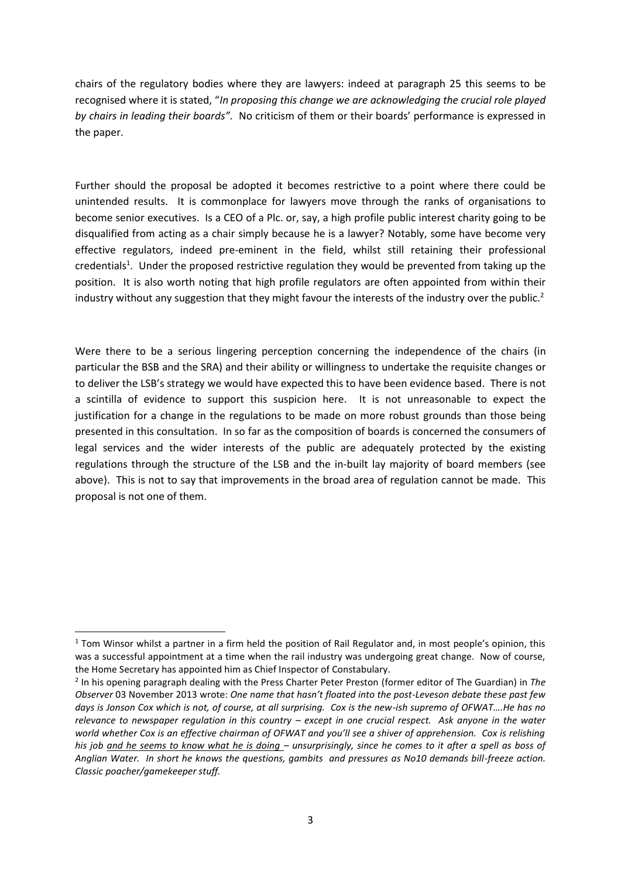chairs of the regulatory bodies where they are lawyers: indeed at paragraph 25 this seems to be recognised where it is stated, "*In proposing this change we are acknowledging the crucial role played by chairs in leading their boards"*. No criticism of them or their boards' performance is expressed in the paper.

Further should the proposal be adopted it becomes restrictive to a point where there could be unintended results. It is commonplace for lawyers move through the ranks of organisations to become senior executives. Is a CEO of a Plc. or, say, a high profile public interest charity going to be disqualified from acting as a chair simply because he is a lawyer? Notably, some have become very effective regulators, indeed pre-eminent in the field, whilst still retaining their professional credentials[1]. Under the proposed restrictive regulation they would be prevented from taking up the position. It is also worth noting that high profile regulators are often appointed from within their industry without any suggestion that they might favour the interests of the industry over the public.[2]

Were there to be a serious lingering perception concerning the independence of the chairs (in particular the BSB and the SRA) and their ability or willingness to undertake the requisite changes or to deliver the LSB's strategy we would have expected this to have been evidence based. There is not a scintilla of evidence to support this suspicion here. It is not unreasonable to expect the justification for a change in the regulations to be made on more robust grounds than those being presented in this consultation. In so far as the composition of boards is concerned the consumers of legal services and the wider interests of the public are adequately protected by the existing regulations through the structure of the LSB and the in-built lay majority of board members (see above). This is not to say that improvements in the broad area of regulation cannot be made. This proposal is not one of them.

---

[1] Tom Winsor whilst a partner in a firm held the position of Rail Regulator and, in most people's opinion, this was a successful appointment at a time when the rail industry was undergoing great change. Now of course, the Home Secretary has appointed him as Chief Inspector of Constabulary.

[2] In his opening paragraph dealing with the Press Charter Peter Preston (former editor of The Guardian) in *The Observer* 03 November 2013 wrote: *One name that hasn't floated into the post-Leveson debate these past few days is Jonson Cox which is not, of course, at all surprising. Cox is the new-ish supremo of OFWAT….He has no relevance to newspaper regulation in this country – except in one crucial respect. Ask anyone in the water world whether Cox is an effective chairman of OFWAT and you'll see a shiver of apprehension. Cox is relishing his job <u>and he seems to know what he is doing</u> – unsurprisingly, since he comes to it after a spell as boss of Anglian Water. In short he knows the questions, gambits and pressures as No10 demands bill-freeze action. Classic poacher/gamekeeper stuff.*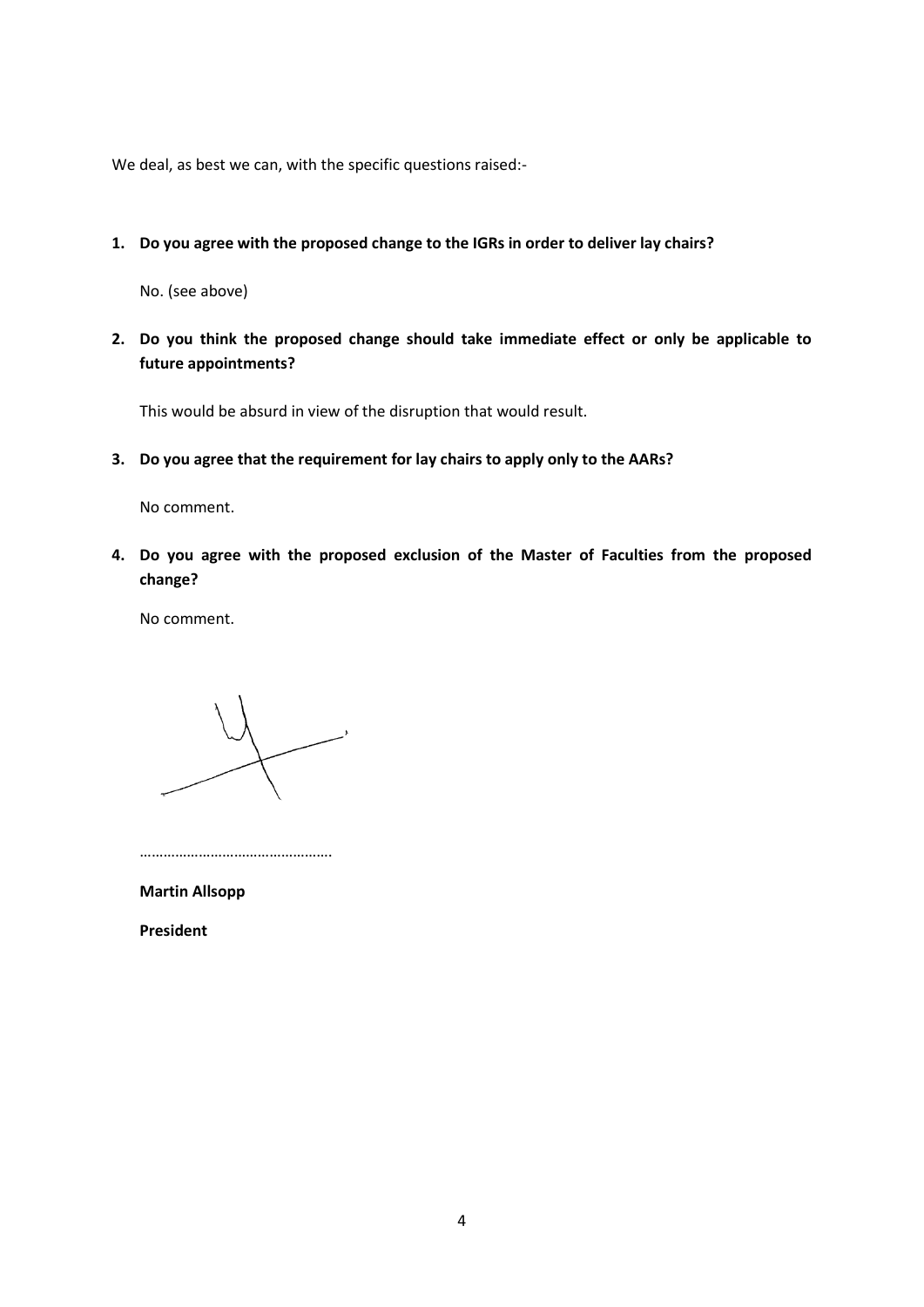We deal, as best we can, with the specific questions raised:-

1. **Do you agree with the proposed change to the IGRs in order to deliver lay chairs?**

   No. (see above)

2. **Do you think the proposed change should take immediate effect or only be applicable to future appointments?**

   This would be absurd in view of the disruption that would result.

3. **Do you agree that the requirement for lay chairs to apply only to the AARs?**

   No comment.

4. **Do you agree with the proposed exclusion of the Master of Faculties from the proposed change?**

   No comment.

…………………………………………

**Martin Allsopp**

**President**